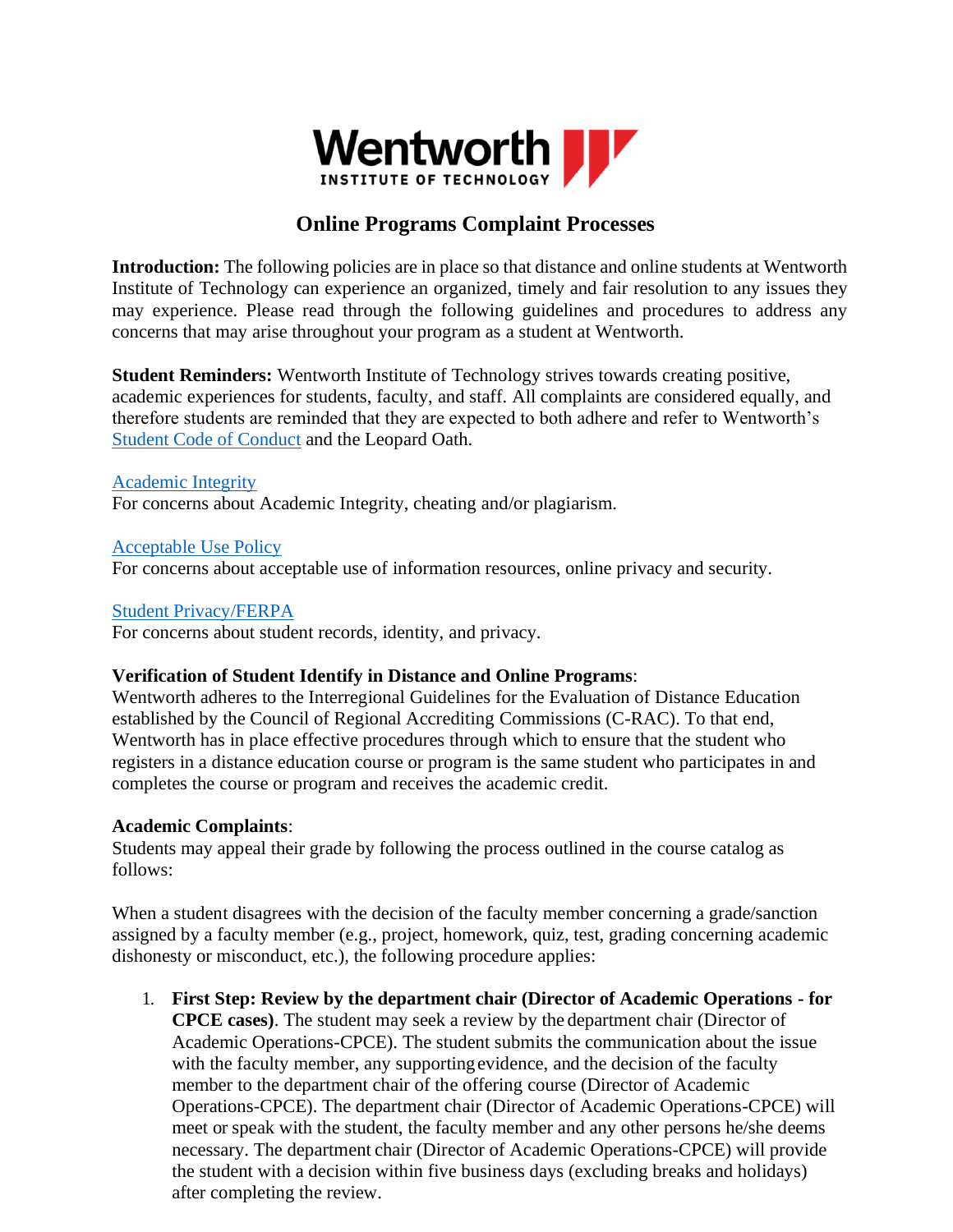# Online Programs Complaint Processes

**Introduction:** The following policies are in place so that distance and online students at Wentworth Institute of Technology can experience an organized, timely and fair resolution to any issues they may experience. Please read through the following guidelines and procedures to address any concerns that may arise throughout your program as a student at Wentworth.

**Student Reminders:** Wentworth Institute of Technology strives towards creating positive, academic experiences for students, faculty, and staff. All complaints are considered equally, and therefore students are reminded that they are expected to both adhere and refer to Wentworth's Student Code of Conduct and the Leopard Oath.

Academic Integrity
For concerns about Academic Integrity, cheating and/or plagiarism.

Acceptable Use Policy
For concerns about acceptable use of information resources, online privacy and security.

Student Privacy/FERPA
For concerns about student records, identity, and privacy.

**Verification of Student Identify in Distance and Online Programs**:
Wentworth adheres to the Interregional Guidelines for the Evaluation of Distance Education established by the Council of Regional Accrediting Commissions (C-RAC). To that end, Wentworth has in place effective procedures through which to ensure that the student who registers in a distance education course or program is the same student who participates in and completes the course or program and receives the academic credit.

**Academic Complaints**:
Students may appeal their grade by following the process outlined in the course catalog as follows:

When a student disagrees with the decision of the faculty member concerning a grade/sanction assigned by a faculty member (e.g., project, homework, quiz, test, grading concerning academic dishonesty or misconduct, etc.), the following procedure applies:

1. **First Step: Review by the department chair (Director of Academic Operations - for CPCE cases)**. The student may seek a review by the department chair (Director of Academic Operations-CPCE). The student submits the communication about the issue with the faculty member, any supporting evidence, and the decision of the faculty member to the department chair of the offering course (Director of Academic Operations-CPCE). The department chair (Director of Academic Operations-CPCE) will meet or speak with the student, the faculty member and any other persons he/she deems necessary. The department chair (Director of Academic Operations-CPCE) will provide the student with a decision within five business days (excluding breaks and holidays) after completing the review.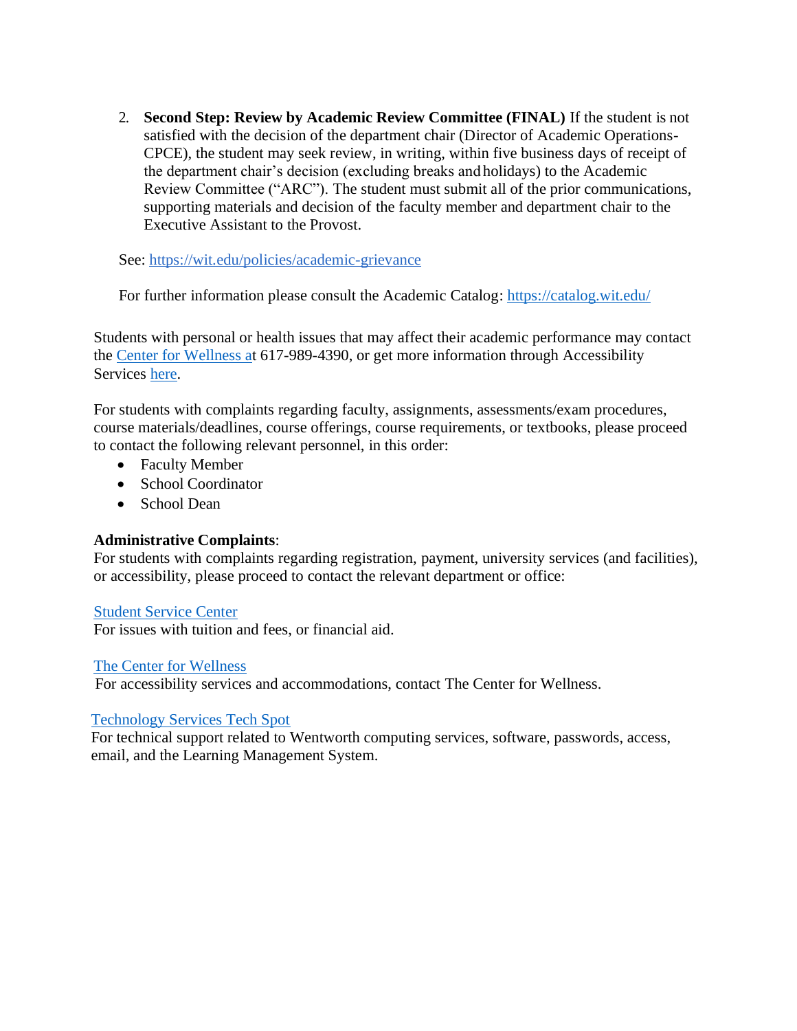2. **Second Step: Review by Academic Review Committee (FINAL)** If the student is not satisfied with the decision of the department chair (Director of Academic Operations-CPCE), the student may seek review, in writing, within five business days of receipt of the department chair's decision (excluding breaks and holidays) to the Academic Review Committee ("ARC"). The student must submit all of the prior communications, supporting materials and decision of the faculty member and department chair to the Executive Assistant to the Provost.

   See: https://wit.edu/policies/academic-grievance

   For further information please consult the Academic Catalog: https://catalog.wit.edu/

Students with personal or health issues that may affect their academic performance may contact the Center for Wellness at 617-989-4390, or get more information through Accessibility Services here.

For students with complaints regarding faculty, assignments, assessments/exam procedures, course materials/deadlines, course offerings, course requirements, or textbooks, please proceed to contact the following relevant personnel, in this order:

- Faculty Member
- School Coordinator
- School Dean

**Administrative Complaints**:
For students with complaints regarding registration, payment, university services (and facilities), or accessibility, please proceed to contact the relevant department or office:

Student Service Center
For issues with tuition and fees, or financial aid.

The Center for Wellness
For accessibility services and accommodations, contact The Center for Wellness.

Technology Services Tech Spot
For technical support related to Wentworth computing services, software, passwords, access, email, and the Learning Management System.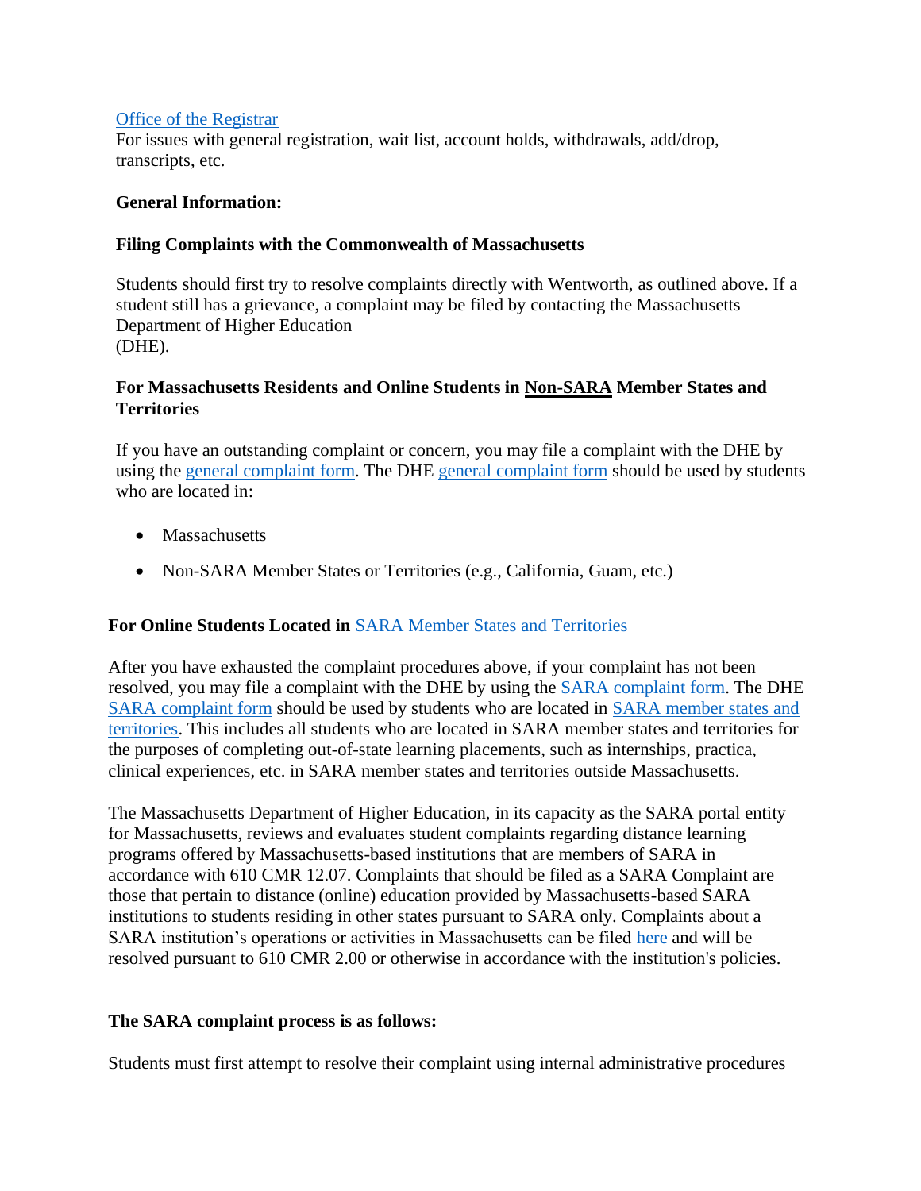[Office of the Registrar](#)
For issues with general registration, wait list, account holds, withdrawals, add/drop, transcripts, etc.

**General Information:**

**Filing Complaints with the Commonwealth of Massachusetts**

Students should first try to resolve complaints directly with Wentworth, as outlined above. If a student still has a grievance, a complaint may be filed by contacting the Massachusetts Department of Higher Education
(DHE).

**For Massachusetts Residents and Online Students in Non-SARA Member States and Territories**

If you have an outstanding complaint or concern, you may file a complaint with the DHE by using the general complaint form. The DHE general complaint form should be used by students who are located in:

- Massachusetts
- Non-SARA Member States or Territories (e.g., California, Guam, etc.)

**For Online Students Located in SARA Member States and Territories**

After you have exhausted the complaint procedures above, if your complaint has not been resolved, you may file a complaint with the DHE by using the SARA complaint form. The DHE SARA complaint form should be used by students who are located in SARA member states and territories. This includes all students who are located in SARA member states and territories for the purposes of completing out-of-state learning placements, such as internships, practica, clinical experiences, etc. in SARA member states and territories outside Massachusetts.

The Massachusetts Department of Higher Education, in its capacity as the SARA portal entity for Massachusetts, reviews and evaluates student complaints regarding distance learning programs offered by Massachusetts-based institutions that are members of SARA in accordance with 610 CMR 12.07. Complaints that should be filed as a SARA Complaint are those that pertain to distance (online) education provided by Massachusetts-based SARA institutions to students residing in other states pursuant to SARA only. Complaints about a SARA institution's operations or activities in Massachusetts can be filed here and will be resolved pursuant to 610 CMR 2.00 or otherwise in accordance with the institution's policies.

**The SARA complaint process is as follows:**

Students must first attempt to resolve their complaint using internal administrative procedures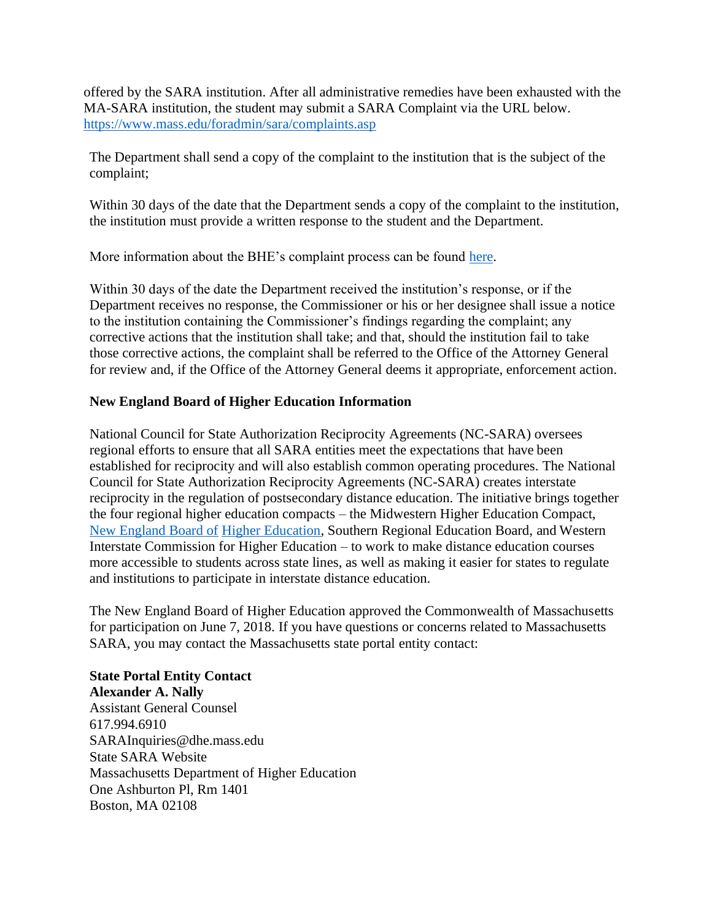offered by the SARA institution. After all administrative remedies have been exhausted with the MA-SARA institution, the student may submit a SARA Complaint via the URL below. https://www.mass.edu/foradmin/sara/complaints.asp

The Department shall send a copy of the complaint to the institution that is the subject of the complaint;

Within 30 days of the date that the Department sends a copy of the complaint to the institution, the institution must provide a written response to the student and the Department.

More information about the BHE's complaint process can be found here.

Within 30 days of the date the Department received the institution's response, or if the Department receives no response, the Commissioner or his or her designee shall issue a notice to the institution containing the Commissioner's findings regarding the complaint; any corrective actions that the institution shall take; and that, should the institution fail to take those corrective actions, the complaint shall be referred to the Office of the Attorney General for review and, if the Office of the Attorney General deems it appropriate, enforcement action.

**New England Board of Higher Education Information**

National Council for State Authorization Reciprocity Agreements (NC-SARA) oversees regional efforts to ensure that all SARA entities meet the expectations that have been established for reciprocity and will also establish common operating procedures. The National Council for State Authorization Reciprocity Agreements (NC-SARA) creates interstate reciprocity in the regulation of postsecondary distance education. The initiative brings together the four regional higher education compacts – the Midwestern Higher Education Compact, New England Board of Higher Education, Southern Regional Education Board, and Western Interstate Commission for Higher Education – to work to make distance education courses more accessible to students across state lines, as well as making it easier for states to regulate and institutions to participate in interstate distance education.

The New England Board of Higher Education approved the Commonwealth of Massachusetts for participation on June 7, 2018. If you have questions or concerns related to Massachusetts SARA, you may contact the Massachusetts state portal entity contact:

**State Portal Entity Contact**
**Alexander A. Nally**
Assistant General Counsel
617.994.6910
SARAInquiries@dhe.mass.edu
State SARA Website
Massachusetts Department of Higher Education
One Ashburton Pl, Rm 1401
Boston, MA 02108